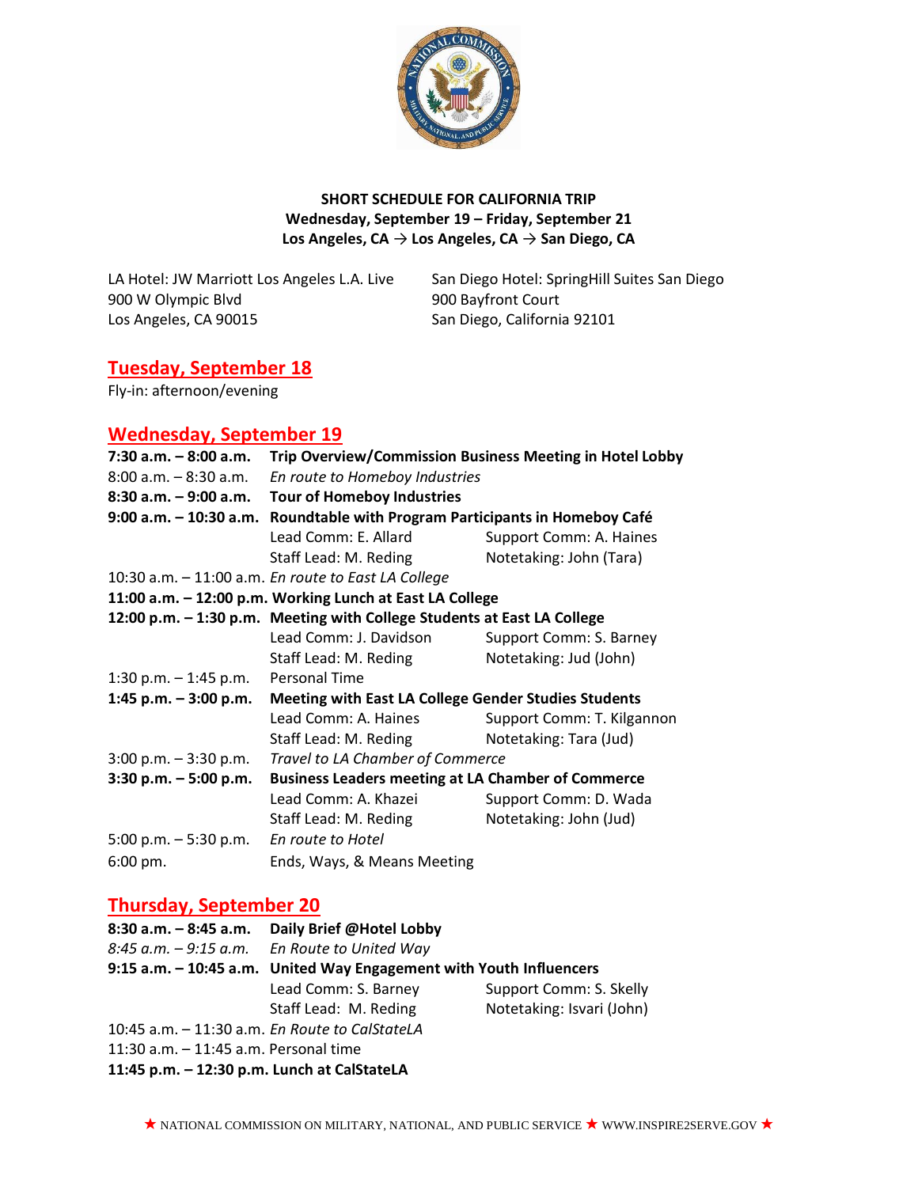**SHORT SCHEDULE FOR CALIFORNIA TRIP**
**Wednesday, September 19 – Friday, September 21**
**Los Angeles, CA → Los Angeles, CA → San Diego, CA**

LA Hotel: JW Marriott Los Angeles L.A. Live
900 W Olympic Blvd
Los Angeles, CA 90015

San Diego Hotel: SpringHill Suites San Diego
900 Bayfront Court
San Diego, California 92101

## Tuesday, September 18

Fly-in: afternoon/evening

## Wednesday, September 19

| | | |
|---|---|---|
| **7:30 a.m. – 8:00 a.m.** | **Trip Overview/Commission Business Meeting in Hotel Lobby** | |
| 8:00 a.m. – 8:30 a.m. | *En route to Homeboy Industries* | |
| **8:30 a.m. – 9:00 a.m.** | **Tour of Homeboy Industries** | |
| **9:00 a.m. – 10:30 a.m.** | **Roundtable with Program Participants in Homeboy Café** | |
| | Lead Comm: E. Allard | Support Comm: A. Haines |
| | Staff Lead: M. Reding | Notetaking: John (Tara) |
| 10:30 a.m. – 11:00 a.m. | *En route to East LA College* | |
| **11:00 a.m. – 12:00 p.m.** | **Working Lunch at East LA College** | |
| **12:00 p.m. – 1:30 p.m.** | **Meeting with College Students at East LA College** | |
| | Lead Comm: J. Davidson | Support Comm: S. Barney |
| | Staff Lead: M. Reding | Notetaking: Jud (John) |
| 1:30 p.m. – 1:45 p.m. | Personal Time | |
| **1:45 p.m. – 3:00 p.m.** | **Meeting with East LA College Gender Studies Students** | |
| | Lead Comm: A. Haines | Support Comm: T. Kilgannon |
| | Staff Lead: M. Reding | Notetaking: Tara (Jud) |
| 3:00 p.m. – 3:30 p.m. | *Travel to LA Chamber of Commerce* | |
| **3:30 p.m. – 5:00 p.m.** | **Business Leaders meeting at LA Chamber of Commerce** | |
| | Lead Comm: A. Khazei | Support Comm: D. Wada |
| | Staff Lead: M. Reding | Notetaking: John (Jud) |
| 5:00 p.m. – 5:30 p.m. | *En route to Hotel* | |
| 6:00 pm. | Ends, Ways, & Means Meeting | |

## Thursday, September 20

| | | |
|---|---|---|
| **8:30 a.m. – 8:45 a.m.** | **Daily Brief @Hotel Lobby** | |
| *8:45 a.m. – 9:15 a.m.* | *En Route to United Way* | |
| **9:15 a.m. – 10:45 a.m.** | **United Way Engagement with Youth Influencers** | |
| | Lead Comm: S. Barney | Support Comm: S. Skelly |
| | Staff Lead: M. Reding | Notetaking: Isvari (John) |
| 10:45 a.m. – 11:30 a.m. | *En Route to CalStateLA* | |
| 11:30 a.m. – 11:45 a.m. | Personal time | |
| **11:45 p.m. – 12:30 p.m.** | **Lunch at CalStateLA** | |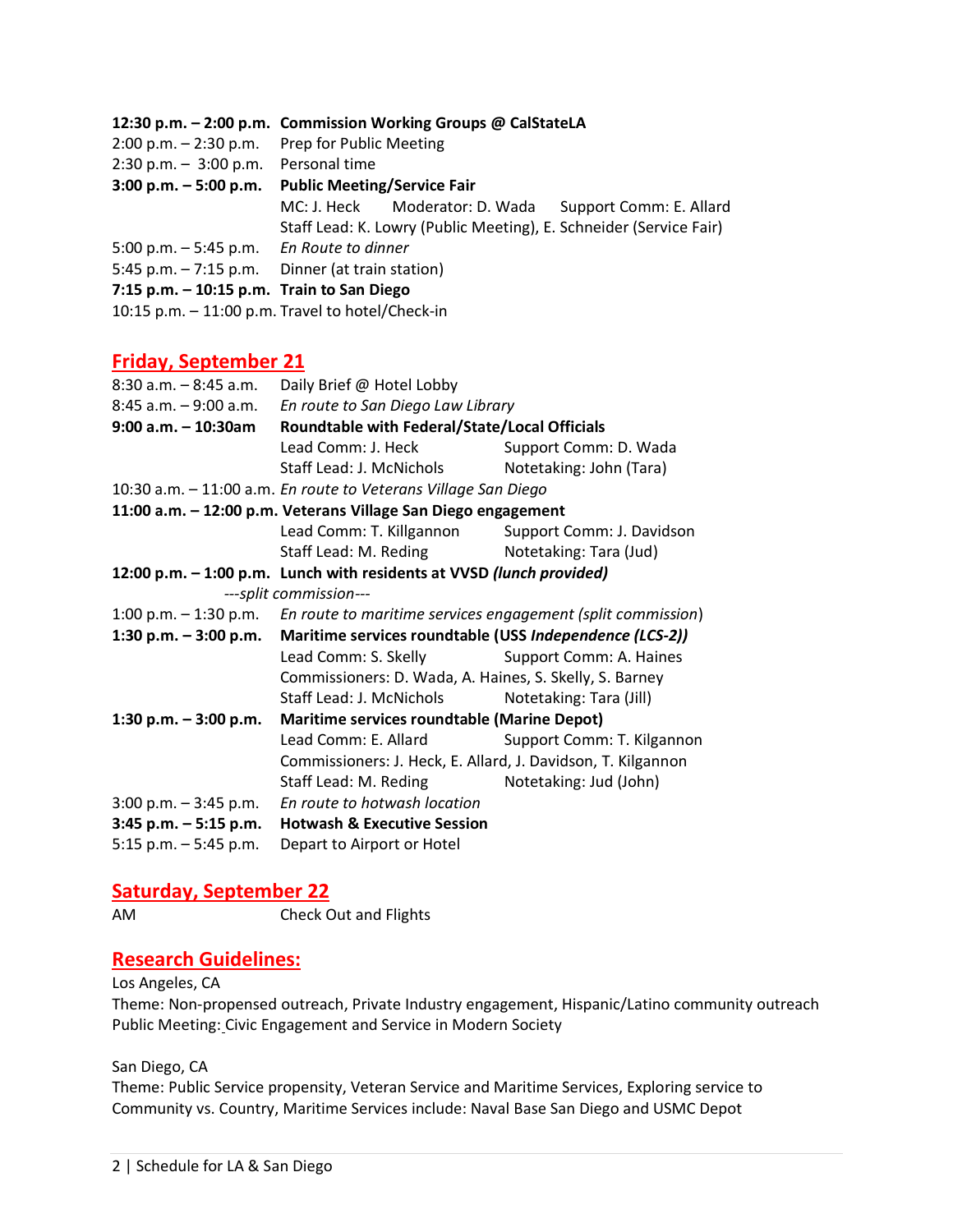**12:30 p.m. – 2:00 p.m. Commission Working Groups @ CalStateLA**
2:00 p.m. – 2:30 p.m. Prep for Public Meeting
2:30 p.m. – 3:00 p.m. Personal time
**3:00 p.m. – 5:00 p.m. Public Meeting/Service Fair**
MC: J. Heck Moderator: D. Wada Support Comm: E. Allard
Staff Lead: K. Lowry (Public Meeting), E. Schneider (Service Fair)
5:00 p.m. – 5:45 p.m. *En Route to dinner*
5:45 p.m. – 7:15 p.m. Dinner (at train station)
**7:15 p.m. – 10:15 p.m. Train to San Diego**
10:15 p.m. – 11:00 p.m. Travel to hotel/Check-in

## Friday, September 21

8:30 a.m. – 8:45 a.m. Daily Brief @ Hotel Lobby
8:45 a.m. – 9:00 a.m. *En route to San Diego Law Library*
**9:00 a.m. – 10:30am Roundtable with Federal/State/Local Officials**
Lead Comm: J. Heck Support Comm: D. Wada
Staff Lead: J. McNichols Notetaking: John (Tara)
10:30 a.m. – 11:00 a.m. *En route to Veterans Village San Diego*
**11:00 a.m. – 12:00 p.m. Veterans Village San Diego engagement**
Lead Comm: T. Killgannon Support Comm: J. Davidson
Staff Lead: M. Reding Notetaking: Tara (Jud)
**12:00 p.m. – 1:00 p.m. Lunch with residents at VVSD *(lunch provided)***
*---split commission---*
1:00 p.m. – 1:30 p.m. *En route to maritime services engagement (split commission)*
**1:30 p.m. – 3:00 p.m. Maritime services roundtable (USS *Independence (LCS-2)*)**
Lead Comm: S. Skelly Support Comm: A. Haines
Commissioners: D. Wada, A. Haines, S. Skelly, S. Barney
Staff Lead: J. McNichols Notetaking: Tara (Jill)
**1:30 p.m. – 3:00 p.m. Maritime services roundtable (Marine Depot)**
Lead Comm: E. Allard Support Comm: T. Kilgannon
Commissioners: J. Heck, E. Allard, J. Davidson, T. Kilgannon
Staff Lead: M. Reding Notetaking: Jud (John)
3:00 p.m. – 3:45 p.m. *En route to hotwash location*
**3:45 p.m. – 5:15 p.m. Hotwash & Executive Session**
5:15 p.m. – 5:45 p.m. Depart to Airport or Hotel

## Saturday, September 22

AM Check Out and Flights

## Research Guidelines:

Los Angeles, CA
Theme: Non-propensed outreach, Private Industry engagement, Hispanic/Latino community outreach
Public Meeting: Civic Engagement and Service in Modern Society

San Diego, CA
Theme: Public Service propensity, Veteran Service and Maritime Services, Exploring service to Community vs. Country, Maritime Services include: Naval Base San Diego and USMC Depot